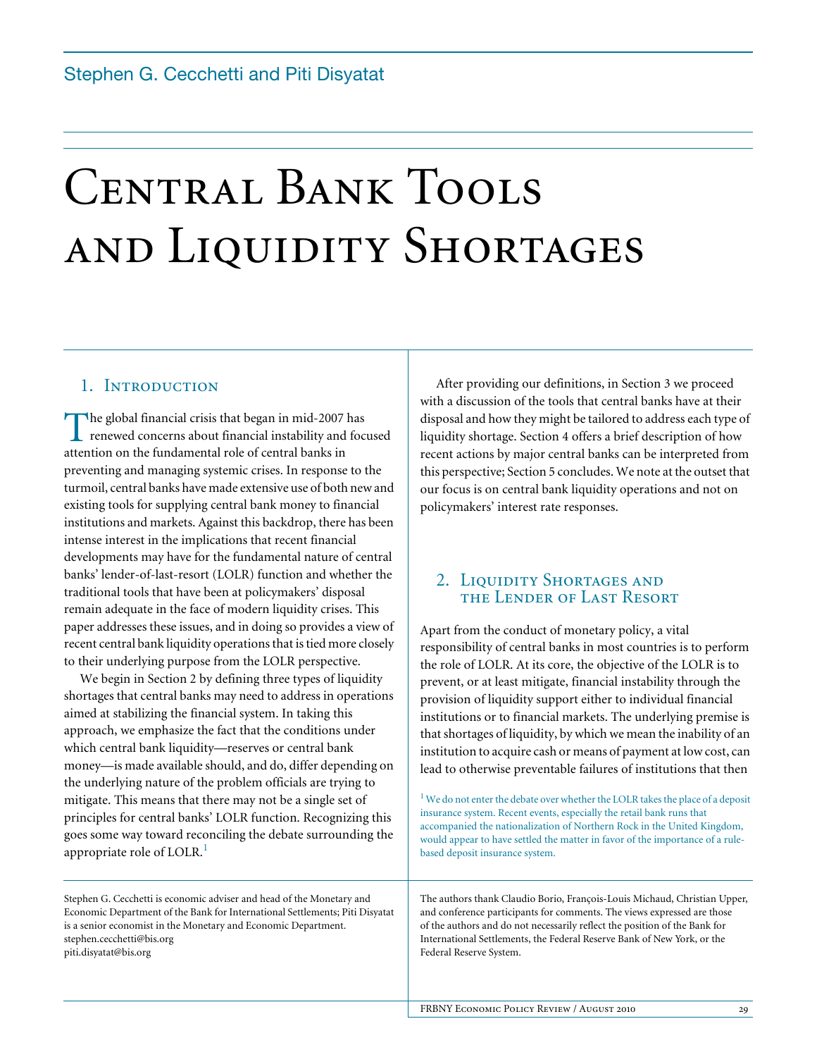Stephen G. Cecchetti and Piti Disyatat

# Central Bank Tools and Liquidity Shortages

## 1. Introduction

The global financial crisis that began in mid-2007 has renewed concerns about financial instability and focused attention on the fundamental role of central banks in preventing and managing systemic crises. In response to the turmoil, central banks have made extensive use of both new and existing tools for supplying central bank money to financial institutions and markets. Against this backdrop, there has been intense interest in the implications that recent financial developments may have for the fundamental nature of central banks' lender-of-last-resort (LOLR) function and whether the traditional tools that have been at policymakers' disposal remain adequate in the face of modern liquidity crises. This paper addresses these issues, and in doing so provides a view of recent central bank liquidity operations that is tied more closely to their underlying purpose from the LOLR perspective.

We begin in Section 2 by defining three types of liquidity shortages that central banks may need to address in operations aimed at stabilizing the financial system. In taking this approach, we emphasize the fact that the conditions under which central bank liquidity—reserves or central bank money—is made available should, and do, differ depending on the underlying nature of the problem officials are trying to mitigate. This means that there may not be a single set of principles for central banks' LOLR function. Recognizing this goes some way toward reconciling the debate surrounding the appropriate role of LOLR.[1]

After providing our definitions, in Section 3 we proceed with a discussion of the tools that central banks have at their disposal and how they might be tailored to address each type of liquidity shortage. Section 4 offers a brief description of how recent actions by major central banks can be interpreted from this perspective; Section 5 concludes. We note at the outset that our focus is on central bank liquidity operations and not on policymakers' interest rate responses.

## 2. Liquidity Shortages and the Lender of Last Resort

Apart from the conduct of monetary policy, a vital responsibility of central banks in most countries is to perform the role of LOLR. At its core, the objective of the LOLR is to prevent, or at least mitigate, financial instability through the provision of liquidity support either to individual financial institutions or to financial markets. The underlying premise is that shortages of liquidity, by which we mean the inability of an institution to acquire cash or means of payment at low cost, can lead to otherwise preventable failures of institutions that then

[1] We do not enter the debate over whether the LOLR takes the place of a deposit insurance system. Recent events, especially the retail bank runs that accompanied the nationalization of Northern Rock in the United Kingdom, would appear to have settled the matter in favor of the importance of a rule-based deposit insurance system.

Stephen G. Cecchetti is economic adviser and head of the Monetary and Economic Department of the Bank for International Settlements; Piti Disyatat is a senior economist in the Monetary and Economic Department.
stephen.cecchetti@bis.org
piti.disyatat@bis.org

The authors thank Claudio Borio, François-Louis Michaud, Christian Upper, and conference participants for comments. The views expressed are those of the authors and do not necessarily reflect the position of the Bank for International Settlements, the Federal Reserve Bank of New York, or the Federal Reserve System.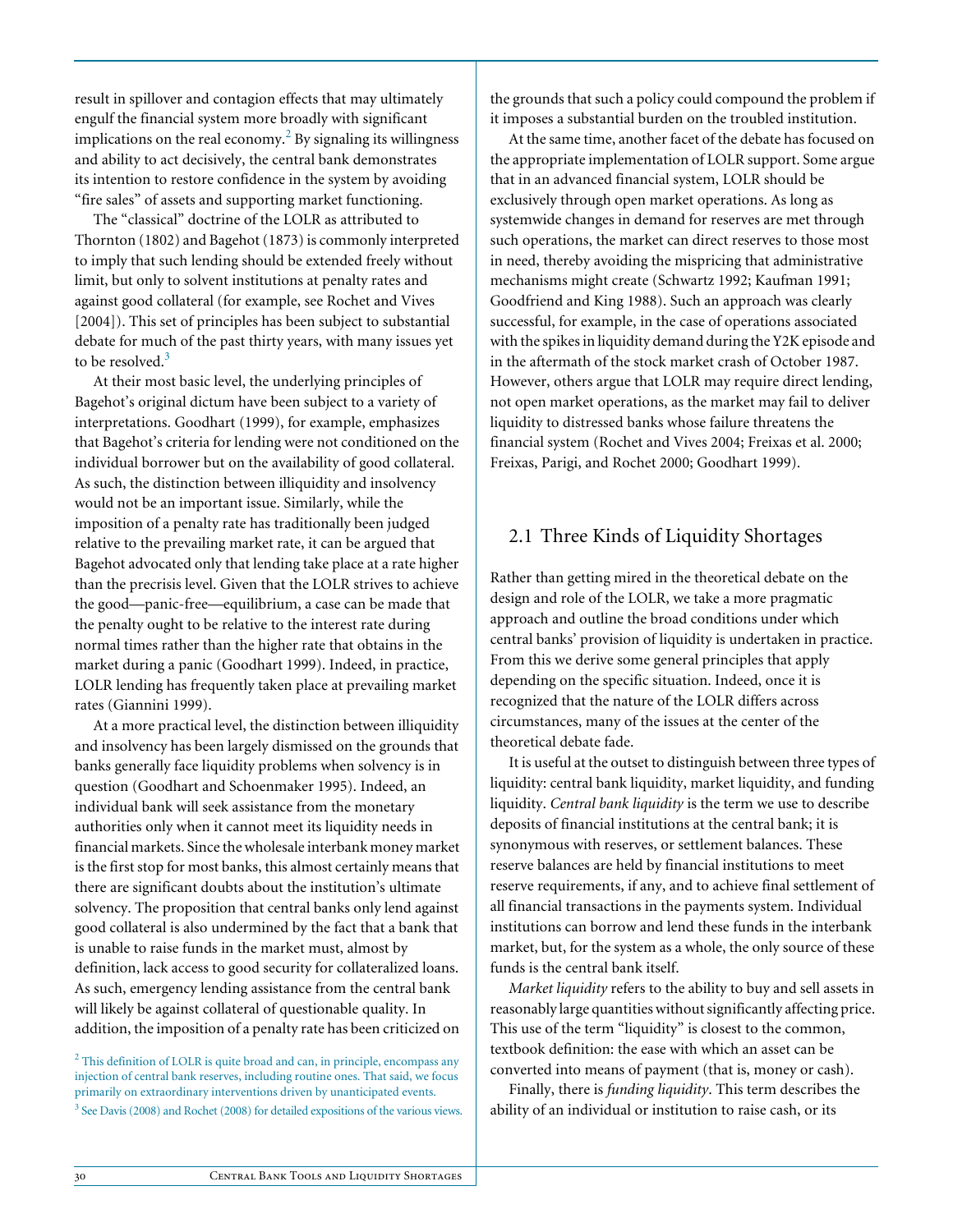result in spillover and contagion effects that may ultimately engulf the financial system more broadly with significant implications on the real economy.[2] By signaling its willingness and ability to act decisively, the central bank demonstrates its intention to restore confidence in the system by avoiding "fire sales" of assets and supporting market functioning.

The "classical" doctrine of the LOLR as attributed to Thornton (1802) and Bagehot (1873) is commonly interpreted to imply that such lending should be extended freely without limit, but only to solvent institutions at penalty rates and against good collateral (for example, see Rochet and Vives [2004]). This set of principles has been subject to substantial debate for much of the past thirty years, with many issues yet to be resolved.[3]

At their most basic level, the underlying principles of Bagehot's original dictum have been subject to a variety of interpretations. Goodhart (1999), for example, emphasizes that Bagehot's criteria for lending were not conditioned on the individual borrower but on the availability of good collateral. As such, the distinction between illiquidity and insolvency would not be an important issue. Similarly, while the imposition of a penalty rate has traditionally been judged relative to the prevailing market rate, it can be argued that Bagehot advocated only that lending take place at a rate higher than the precrisis level. Given that the LOLR strives to achieve the good—panic-free—equilibrium, a case can be made that the penalty ought to be relative to the interest rate during normal times rather than the higher rate that obtains in the market during a panic (Goodhart 1999). Indeed, in practice, LOLR lending has frequently taken place at prevailing market rates (Giannini 1999).

At a more practical level, the distinction between illiquidity and insolvency has been largely dismissed on the grounds that banks generally face liquidity problems when solvency is in question (Goodhart and Schoenmaker 1995). Indeed, an individual bank will seek assistance from the monetary authorities only when it cannot meet its liquidity needs in financial markets. Since the wholesale interbank money market is the first stop for most banks, this almost certainly means that there are significant doubts about the institution's ultimate solvency. The proposition that central banks only lend against good collateral is also undermined by the fact that a bank that is unable to raise funds in the market must, almost by definition, lack access to good security for collateralized loans. As such, emergency lending assistance from the central bank will likely be against collateral of questionable quality. In addition, the imposition of a penalty rate has been criticized on the grounds that such a policy could compound the problem if it imposes a substantial burden on the troubled institution.

At the same time, another facet of the debate has focused on the appropriate implementation of LOLR support. Some argue that in an advanced financial system, LOLR should be exclusively through open market operations. As long as systemwide changes in demand for reserves are met through such operations, the market can direct reserves to those most in need, thereby avoiding the mispricing that administrative mechanisms might create (Schwartz 1992; Kaufman 1991; Goodfriend and King 1988). Such an approach was clearly successful, for example, in the case of operations associated with the spikes in liquidity demand during the Y2K episode and in the aftermath of the stock market crash of October 1987. However, others argue that LOLR may require direct lending, not open market operations, as the market may fail to deliver liquidity to distressed banks whose failure threatens the financial system (Rochet and Vives 2004; Freixas et al. 2000; Freixas, Parigi, and Rochet 2000; Goodhart 1999).

## 2.1 Three Kinds of Liquidity Shortages

Rather than getting mired in the theoretical debate on the design and role of the LOLR, we take a more pragmatic approach and outline the broad conditions under which central banks' provision of liquidity is undertaken in practice. From this we derive some general principles that apply depending on the specific situation. Indeed, once it is recognized that the nature of the LOLR differs across circumstances, many of the issues at the center of the theoretical debate fade.

It is useful at the outset to distinguish between three types of liquidity: central bank liquidity, market liquidity, and funding liquidity. *Central bank liquidity* is the term we use to describe deposits of financial institutions at the central bank; it is synonymous with reserves, or settlement balances. These reserve balances are held by financial institutions to meet reserve requirements, if any, and to achieve final settlement of all financial transactions in the payments system. Individual institutions can borrow and lend these funds in the interbank market, but, for the system as a whole, the only source of these funds is the central bank itself.

*Market liquidity* refers to the ability to buy and sell assets in reasonably large quantities without significantly affecting price. This use of the term "liquidity" is closest to the common, textbook definition: the ease with which an asset can be converted into means of payment (that is, money or cash).

Finally, there is *funding liquidity*. This term describes the ability of an individual or institution to raise cash, or its

[2] This definition of LOLR is quite broad and can, in principle, encompass any injection of central bank reserves, including routine ones. That said, we focus primarily on extraordinary interventions driven by unanticipated events.

[3] See Davis (2008) and Rochet (2008) for detailed expositions of the various views.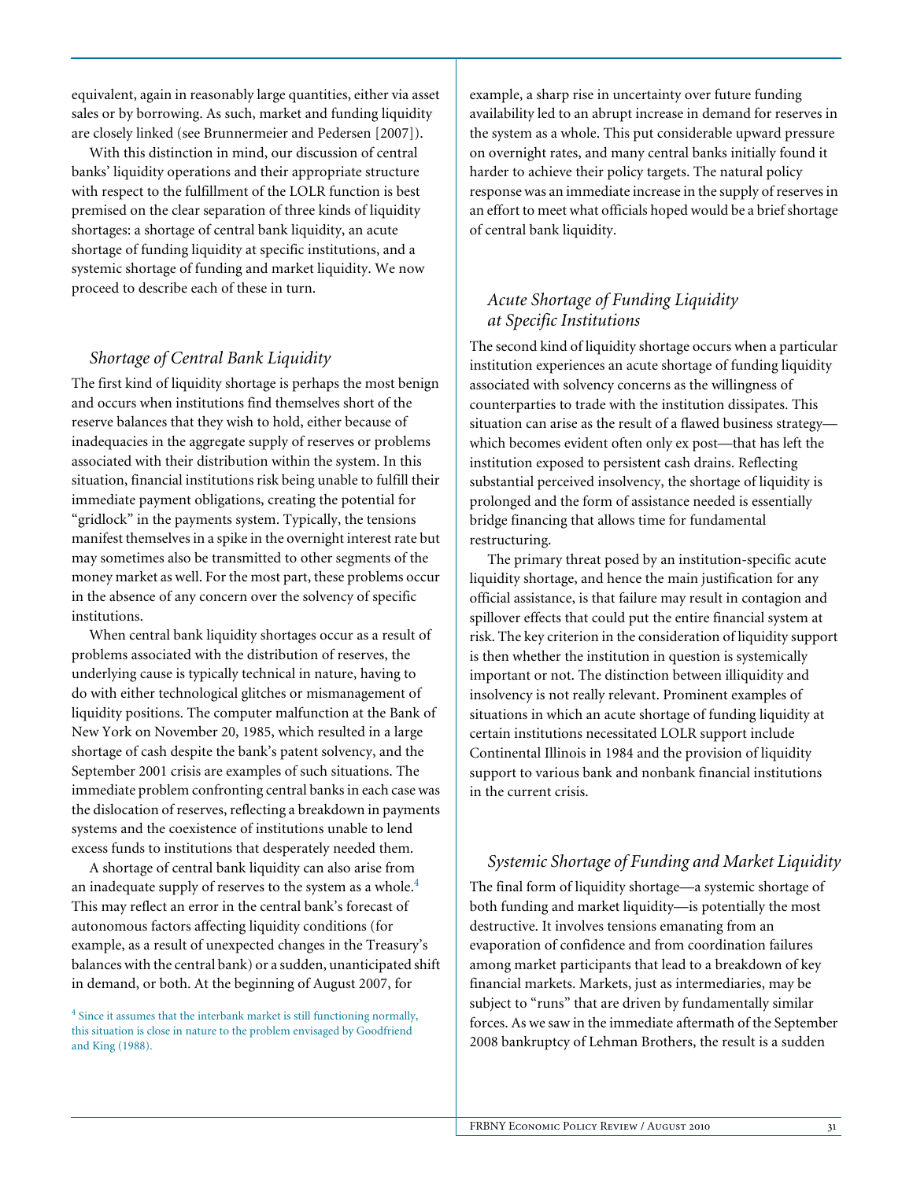equivalent, again in reasonably large quantities, either via asset sales or by borrowing. As such, market and funding liquidity are closely linked (see Brunnermeier and Pedersen [2007]).

With this distinction in mind, our discussion of central banks' liquidity operations and their appropriate structure with respect to the fulfillment of the LOLR function is best premised on the clear separation of three kinds of liquidity shortages: a shortage of central bank liquidity, an acute shortage of funding liquidity at specific institutions, and a systemic shortage of funding and market liquidity. We now proceed to describe each of these in turn.

### *Shortage of Central Bank Liquidity*

The first kind of liquidity shortage is perhaps the most benign and occurs when institutions find themselves short of the reserve balances that they wish to hold, either because of inadequacies in the aggregate supply of reserves or problems associated with their distribution within the system. In this situation, financial institutions risk being unable to fulfill their immediate payment obligations, creating the potential for "gridlock" in the payments system. Typically, the tensions manifest themselves in a spike in the overnight interest rate but may sometimes also be transmitted to other segments of the money market as well. For the most part, these problems occur in the absence of any concern over the solvency of specific institutions.

When central bank liquidity shortages occur as a result of problems associated with the distribution of reserves, the underlying cause is typically technical in nature, having to do with either technological glitches or mismanagement of liquidity positions. The computer malfunction at the Bank of New York on November 20, 1985, which resulted in a large shortage of cash despite the bank's patent solvency, and the September 2001 crisis are examples of such situations. The immediate problem confronting central banks in each case was the dislocation of reserves, reflecting a breakdown in payments systems and the coexistence of institutions unable to lend excess funds to institutions that desperately needed them.

A shortage of central bank liquidity can also arise from an inadequate supply of reserves to the system as a whole.[4] This may reflect an error in the central bank's forecast of autonomous factors affecting liquidity conditions (for example, as a result of unexpected changes in the Treasury's balances with the central bank) or a sudden, unanticipated shift in demand, or both. At the beginning of August 2007, for example, a sharp rise in uncertainty over future funding availability led to an abrupt increase in demand for reserves in the system as a whole. This put considerable upward pressure on overnight rates, and many central banks initially found it harder to achieve their policy targets. The natural policy response was an immediate increase in the supply of reserves in an effort to meet what officials hoped would be a brief shortage of central bank liquidity.

### *Acute Shortage of Funding Liquidity at Specific Institutions*

The second kind of liquidity shortage occurs when a particular institution experiences an acute shortage of funding liquidity associated with solvency concerns as the willingness of counterparties to trade with the institution dissipates. This situation can arise as the result of a flawed business strategy—which becomes evident often only ex post—that has left the institution exposed to persistent cash drains. Reflecting substantial perceived insolvency, the shortage of liquidity is prolonged and the form of assistance needed is essentially bridge financing that allows time for fundamental restructuring.

The primary threat posed by an institution-specific acute liquidity shortage, and hence the main justification for any official assistance, is that failure may result in contagion and spillover effects that could put the entire financial system at risk. The key criterion in the consideration of liquidity support is then whether the institution in question is systemically important or not. The distinction between illiquidity and insolvency is not really relevant. Prominent examples of situations in which an acute shortage of funding liquidity at certain institutions necessitated LOLR support include Continental Illinois in 1984 and the provision of liquidity support to various bank and nonbank financial institutions in the current crisis.

### *Systemic Shortage of Funding and Market Liquidity*

The final form of liquidity shortage—a systemic shortage of both funding and market liquidity—is potentially the most destructive. It involves tensions emanating from an evaporation of confidence and from coordination failures among market participants that lead to a breakdown of key financial markets. Markets, just as intermediaries, may be subject to "runs" that are driven by fundamentally similar forces. As we saw in the immediate aftermath of the September 2008 bankruptcy of Lehman Brothers, the result is a sudden

[4] Since it assumes that the interbank market is still functioning normally, this situation is close in nature to the problem envisaged by Goodfriend and King (1988).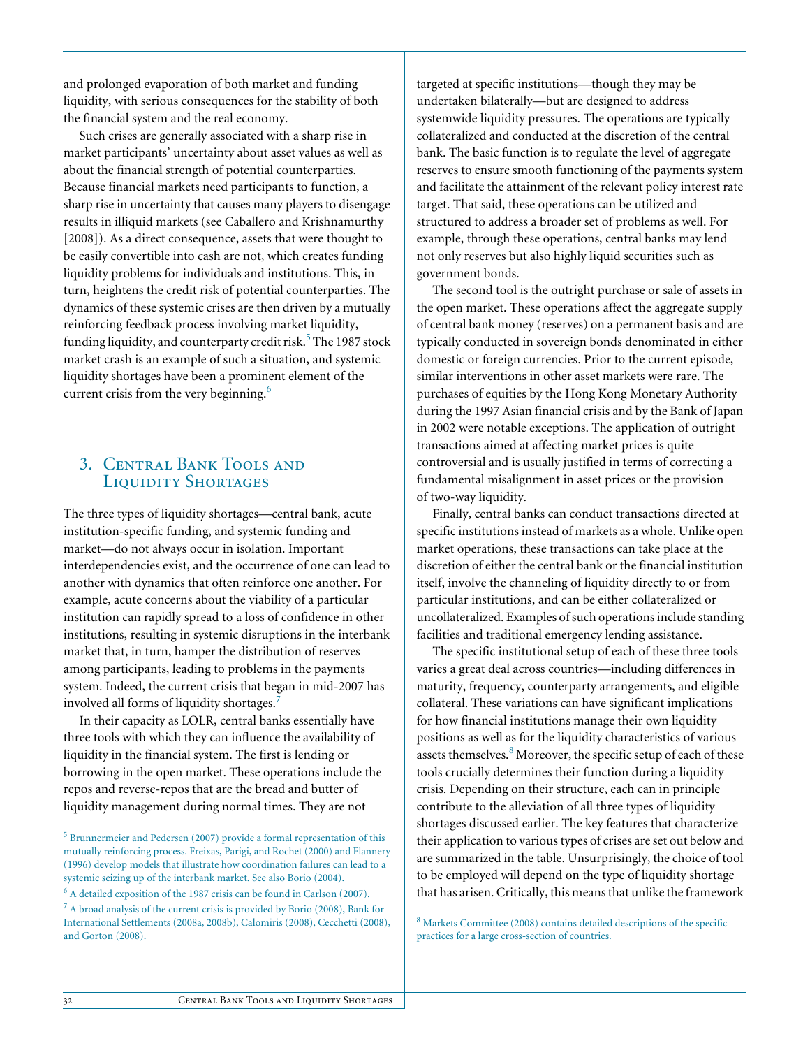and prolonged evaporation of both market and funding liquidity, with serious consequences for the stability of both the financial system and the real economy.

Such crises are generally associated with a sharp rise in market participants' uncertainty about asset values as well as about the financial strength of potential counterparties. Because financial markets need participants to function, a sharp rise in uncertainty that causes many players to disengage results in illiquid markets (see Caballero and Krishnamurthy [2008]). As a direct consequence, assets that were thought to be easily convertible into cash are not, which creates funding liquidity problems for individuals and institutions. This, in turn, heightens the credit risk of potential counterparties. The dynamics of these systemic crises are then driven by a mutually reinforcing feedback process involving market liquidity, funding liquidity, and counterparty credit risk.[5] The 1987 stock market crash is an example of such a situation, and systemic liquidity shortages have been a prominent element of the current crisis from the very beginning.[6]

## 3. Central Bank Tools and Liquidity Shortages

The three types of liquidity shortages—central bank, acute institution-specific funding, and systemic funding and market—do not always occur in isolation. Important interdependencies exist, and the occurrence of one can lead to another with dynamics that often reinforce one another. For example, acute concerns about the viability of a particular institution can rapidly spread to a loss of confidence in other institutions, resulting in systemic disruptions in the interbank market that, in turn, hamper the distribution of reserves among participants, leading to problems in the payments system. Indeed, the current crisis that began in mid-2007 has involved all forms of liquidity shortages.[7]

In their capacity as LOLR, central banks essentially have three tools with which they can influence the availability of liquidity in the financial system. The first is lending or borrowing in the open market. These operations include the repos and reverse-repos that are the bread and butter of liquidity management during normal times. They are not targeted at specific institutions—though they may be undertaken bilaterally—but are designed to address systemwide liquidity pressures. The operations are typically collateralized and conducted at the discretion of the central bank. The basic function is to regulate the level of aggregate reserves to ensure smooth functioning of the payments system and facilitate the attainment of the relevant policy interest rate target. That said, these operations can be utilized and structured to address a broader set of problems as well. For example, through these operations, central banks may lend not only reserves but also highly liquid securities such as government bonds.

The second tool is the outright purchase or sale of assets in the open market. These operations affect the aggregate supply of central bank money (reserves) on a permanent basis and are typically conducted in sovereign bonds denominated in either domestic or foreign currencies. Prior to the current episode, similar interventions in other asset markets were rare. The purchases of equities by the Hong Kong Monetary Authority during the 1997 Asian financial crisis and by the Bank of Japan in 2002 were notable exceptions. The application of outright transactions aimed at affecting market prices is quite controversial and is usually justified in terms of correcting a fundamental misalignment in asset prices or the provision of two-way liquidity.

Finally, central banks can conduct transactions directed at specific institutions instead of markets as a whole. Unlike open market operations, these transactions can take place at the discretion of either the central bank or the financial institution itself, involve the channeling of liquidity directly to or from particular institutions, and can be either collateralized or uncollateralized. Examples of such operations include standing facilities and traditional emergency lending assistance.

The specific institutional setup of each of these three tools varies a great deal across countries—including differences in maturity, frequency, counterparty arrangements, and eligible collateral. These variations can have significant implications for how financial institutions manage their own liquidity positions as well as for the liquidity characteristics of various assets themselves.[8] Moreover, the specific setup of each of these tools crucially determines their function during a liquidity crisis. Depending on their structure, each can in principle contribute to the alleviation of all three types of liquidity shortages discussed earlier. The key features that characterize their application to various types of crises are set out below and are summarized in the table. Unsurprisingly, the choice of tool to be employed will depend on the type of liquidity shortage that has arisen. Critically, this means that unlike the framework

---

[5] Brunnermeier and Pedersen (2007) provide a formal representation of this mutually reinforcing process. Freixas, Parigi, and Rochet (2000) and Flannery (1996) develop models that illustrate how coordination failures can lead to a systemic seizing up of the interbank market. See also Borio (2004).

[6] A detailed exposition of the 1987 crisis can be found in Carlson (2007).

[7] A broad analysis of the current crisis is provided by Borio (2008), Bank for International Settlements (2008a, 2008b), Calomiris (2008), Cecchetti (2008), and Gorton (2008).

[8] Markets Committee (2008) contains detailed descriptions of the specific practices for a large cross-section of countries.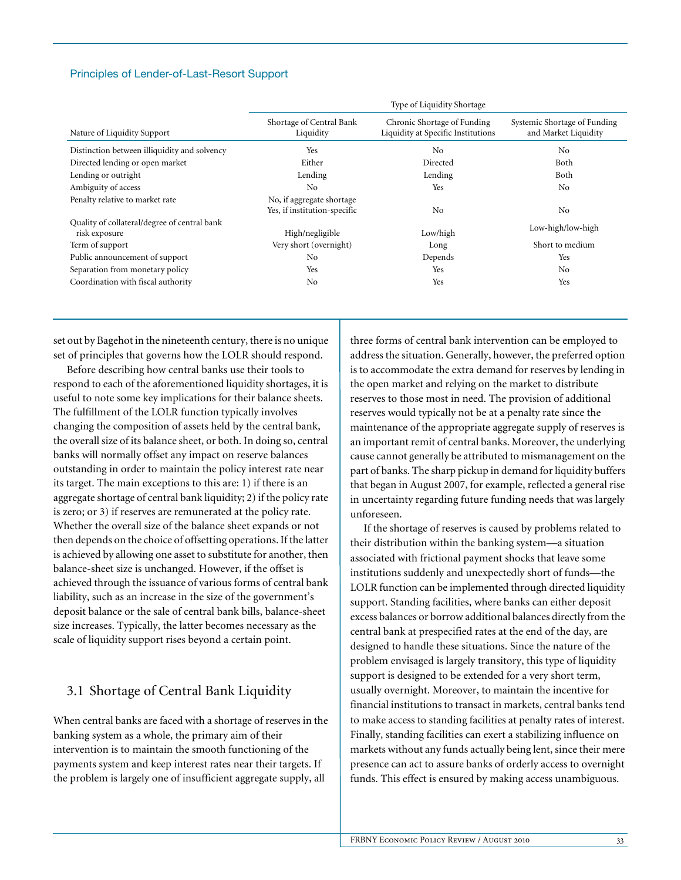### Principles of Lender-of-Last-Resort Support

| Nature of Liquidity Support | Type of Liquidity Shortage: Shortage of Central Bank Liquidity | Chronic Shortage of Funding Liquidity at Specific Institutions | Systemic Shortage of Funding and Market Liquidity |
|---|---|---|---|
| Distinction between illiquidity and solvency | Yes | No | No |
| Directed lending or open market | Either | Directed | Both |
| Lending or outright | Lending | Lending | Both |
| Ambiguity of access | No | Yes | No |
| Penalty relative to market rate | No, if aggregate shortage<br>Yes, if institution-specific | No | No |
| Quality of collateral/degree of central bank risk exposure | High/negligible | Low/high | Low-high/low-high |
| Term of support | Very short (overnight) | Long | Short to medium |
| Public announcement of support | No | Depends | Yes |
| Separation from monetary policy | Yes | Yes | No |
| Coordination with fiscal authority | No | Yes | Yes |

set out by Bagehot in the nineteenth century, there is no unique set of principles that governs how the LOLR should respond.

Before describing how central banks use their tools to respond to each of the aforementioned liquidity shortages, it is useful to note some key implications for their balance sheets. The fulfillment of the LOLR function typically involves changing the composition of assets held by the central bank, the overall size of its balance sheet, or both. In doing so, central banks will normally offset any impact on reserve balances outstanding in order to maintain the policy interest rate near its target. The main exceptions to this are: 1) if there is an aggregate shortage of central bank liquidity; 2) if the policy rate is zero; or 3) if reserves are remunerated at the policy rate. Whether the overall size of the balance sheet expands or not then depends on the choice of offsetting operations. If the latter is achieved by allowing one asset to substitute for another, then balance-sheet size is unchanged. However, if the offset is achieved through the issuance of various forms of central bank liability, such as an increase in the size of the government's deposit balance or the sale of central bank bills, balance-sheet size increases. Typically, the latter becomes necessary as the scale of liquidity support rises beyond a certain point.

## 3.1 Shortage of Central Bank Liquidity

When central banks are faced with a shortage of reserves in the banking system as a whole, the primary aim of their intervention is to maintain the smooth functioning of the payments system and keep interest rates near their targets. If the problem is largely one of insufficient aggregate supply, all three forms of central bank intervention can be employed to address the situation. Generally, however, the preferred option is to accommodate the extra demand for reserves by lending in the open market and relying on the market to distribute reserves to those most in need. The provision of additional reserves would typically not be at a penalty rate since the maintenance of the appropriate aggregate supply of reserves is an important remit of central banks. Moreover, the underlying cause cannot generally be attributed to mismanagement on the part of banks. The sharp pickup in demand for liquidity buffers that began in August 2007, for example, reflected a general rise in uncertainty regarding future funding needs that was largely unforeseen.

If the shortage of reserves is caused by problems related to their distribution within the banking system—a situation associated with frictional payment shocks that leave some institutions suddenly and unexpectedly short of funds—the LOLR function can be implemented through directed liquidity support. Standing facilities, where banks can either deposit excess balances or borrow additional balances directly from the central bank at prespecified rates at the end of the day, are designed to handle these situations. Since the nature of the problem envisaged is largely transitory, this type of liquidity support is designed to be extended for a very short term, usually overnight. Moreover, to maintain the incentive for financial institutions to transact in markets, central banks tend to make access to standing facilities at penalty rates of interest. Finally, standing facilities can exert a stabilizing influence on markets without any funds actually being lent, since their mere presence can act to assure banks of orderly access to overnight funds. This effect is ensured by making access unambiguous.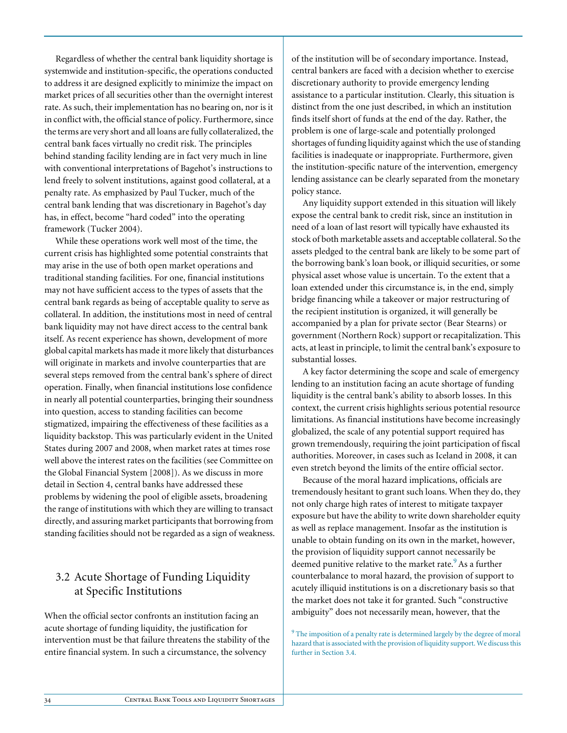Regardless of whether the central bank liquidity shortage is systemwide and institution-specific, the operations conducted to address it are designed explicitly to minimize the impact on market prices of all securities other than the overnight interest rate. As such, their implementation has no bearing on, nor is it in conflict with, the official stance of policy. Furthermore, since the terms are very short and all loans are fully collateralized, the central bank faces virtually no credit risk. The principles behind standing facility lending are in fact very much in line with conventional interpretations of Bagehot's instructions to lend freely to solvent institutions, against good collateral, at a penalty rate. As emphasized by Paul Tucker, much of the central bank lending that was discretionary in Bagehot's day has, in effect, become "hard coded" into the operating framework (Tucker 2004).

While these operations work well most of the time, the current crisis has highlighted some potential constraints that may arise in the use of both open market operations and traditional standing facilities. For one, financial institutions may not have sufficient access to the types of assets that the central bank regards as being of acceptable quality to serve as collateral. In addition, the institutions most in need of central bank liquidity may not have direct access to the central bank itself. As recent experience has shown, development of more global capital markets has made it more likely that disturbances will originate in markets and involve counterparties that are several steps removed from the central bank's sphere of direct operation. Finally, when financial institutions lose confidence in nearly all potential counterparties, bringing their soundness into question, access to standing facilities can become stigmatized, impairing the effectiveness of these facilities as a liquidity backstop. This was particularly evident in the United States during 2007 and 2008, when market rates at times rose well above the interest rates on the facilities (see Committee on the Global Financial System [2008]). As we discuss in more detail in Section 4, central banks have addressed these problems by widening the pool of eligible assets, broadening the range of institutions with which they are willing to transact directly, and assuring market participants that borrowing from standing facilities should not be regarded as a sign of weakness.

## 3.2 Acute Shortage of Funding Liquidity at Specific Institutions

When the official sector confronts an institution facing an acute shortage of funding liquidity, the justification for intervention must be that failure threatens the stability of the entire financial system. In such a circumstance, the solvency of the institution will be of secondary importance. Instead, central bankers are faced with a decision whether to exercise discretionary authority to provide emergency lending assistance to a particular institution. Clearly, this situation is distinct from the one just described, in which an institution finds itself short of funds at the end of the day. Rather, the problem is one of large-scale and potentially prolonged shortages of funding liquidity against which the use of standing facilities is inadequate or inappropriate. Furthermore, given the institution-specific nature of the intervention, emergency lending assistance can be clearly separated from the monetary policy stance.

Any liquidity support extended in this situation will likely expose the central bank to credit risk, since an institution in need of a loan of last resort will typically have exhausted its stock of both marketable assets and acceptable collateral. So the assets pledged to the central bank are likely to be some part of the borrowing bank's loan book, or illiquid securities, or some physical asset whose value is uncertain. To the extent that a loan extended under this circumstance is, in the end, simply bridge financing while a takeover or major restructuring of the recipient institution is organized, it will generally be accompanied by a plan for private sector (Bear Stearns) or government (Northern Rock) support or recapitalization. This acts, at least in principle, to limit the central bank's exposure to substantial losses.

A key factor determining the scope and scale of emergency lending to an institution facing an acute shortage of funding liquidity is the central bank's ability to absorb losses. In this context, the current crisis highlights serious potential resource limitations. As financial institutions have become increasingly globalized, the scale of any potential support required has grown tremendously, requiring the joint participation of fiscal authorities. Moreover, in cases such as Iceland in 2008, it can even stretch beyond the limits of the entire official sector.

Because of the moral hazard implications, officials are tremendously hesitant to grant such loans. When they do, they not only charge high rates of interest to mitigate taxpayer exposure but have the ability to write down shareholder equity as well as replace management. Insofar as the institution is unable to obtain funding on its own in the market, however, the provision of liquidity support cannot necessarily be deemed punitive relative to the market rate.[9] As a further counterbalance to moral hazard, the provision of support to acutely illiquid institutions is on a discretionary basis so that the market does not take it for granted. Such "constructive ambiguity" does not necessarily mean, however, that the

[9] The imposition of a penalty rate is determined largely by the degree of moral hazard that is associated with the provision of liquidity support. We discuss this further in Section 3.4.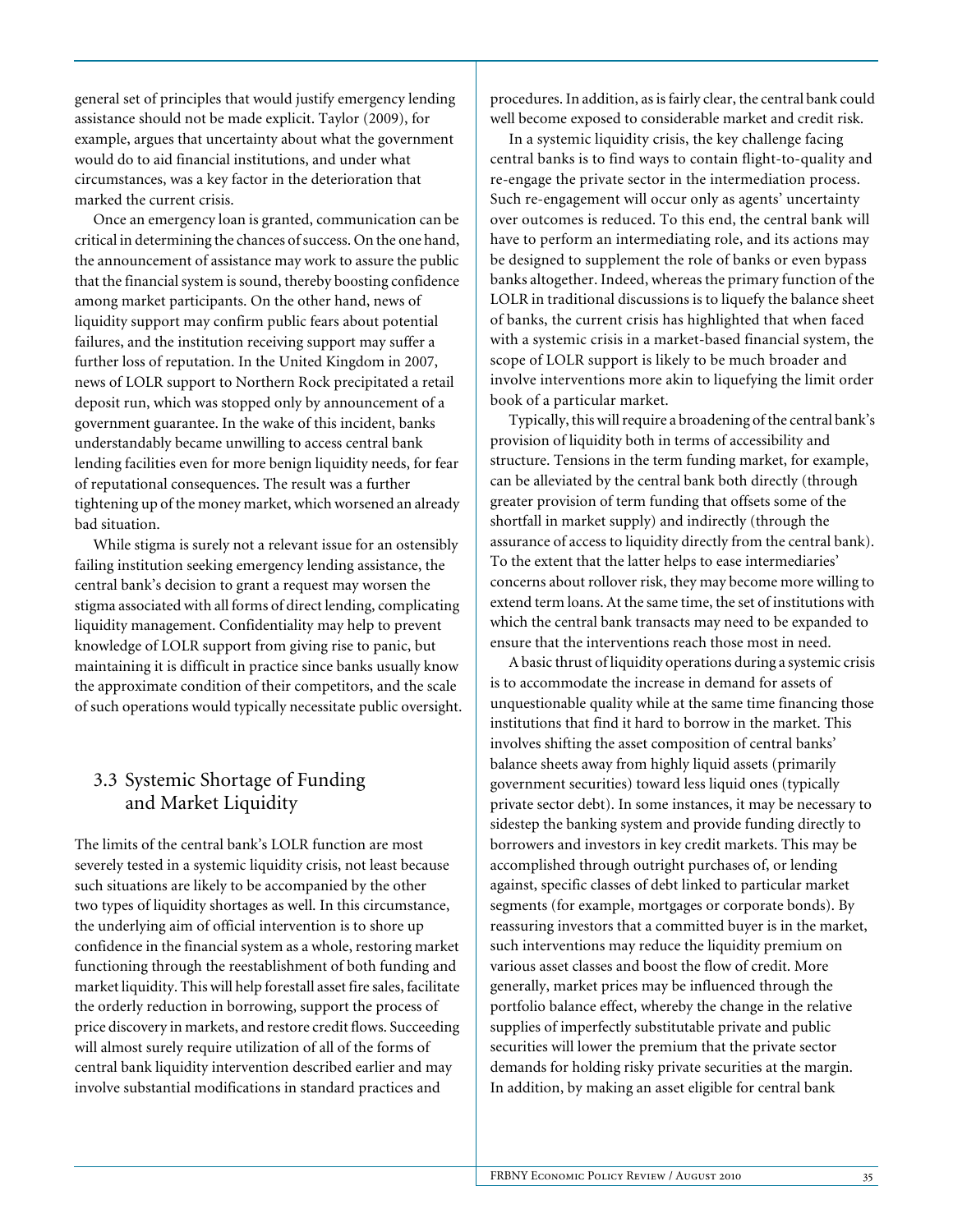general set of principles that would justify emergency lending assistance should not be made explicit. Taylor (2009), for example, argues that uncertainty about what the government would do to aid financial institutions, and under what circumstances, was a key factor in the deterioration that marked the current crisis.

Once an emergency loan is granted, communication can be critical in determining the chances of success. On the one hand, the announcement of assistance may work to assure the public that the financial system is sound, thereby boosting confidence among market participants. On the other hand, news of liquidity support may confirm public fears about potential failures, and the institution receiving support may suffer a further loss of reputation. In the United Kingdom in 2007, news of LOLR support to Northern Rock precipitated a retail deposit run, which was stopped only by announcement of a government guarantee. In the wake of this incident, banks understandably became unwilling to access central bank lending facilities even for more benign liquidity needs, for fear of reputational consequences. The result was a further tightening up of the money market, which worsened an already bad situation.

While stigma is surely not a relevant issue for an ostensibly failing institution seeking emergency lending assistance, the central bank's decision to grant a request may worsen the stigma associated with all forms of direct lending, complicating liquidity management. Confidentiality may help to prevent knowledge of LOLR support from giving rise to panic, but maintaining it is difficult in practice since banks usually know the approximate condition of their competitors, and the scale of such operations would typically necessitate public oversight.

## 3.3 Systemic Shortage of Funding and Market Liquidity

The limits of the central bank's LOLR function are most severely tested in a systemic liquidity crisis, not least because such situations are likely to be accompanied by the other two types of liquidity shortages as well. In this circumstance, the underlying aim of official intervention is to shore up confidence in the financial system as a whole, restoring market functioning through the reestablishment of both funding and market liquidity. This will help forestall asset fire sales, facilitate the orderly reduction in borrowing, support the process of price discovery in markets, and restore credit flows. Succeeding will almost surely require utilization of all of the forms of central bank liquidity intervention described earlier and may involve substantial modifications in standard practices and procedures. In addition, as is fairly clear, the central bank could well become exposed to considerable market and credit risk.

In a systemic liquidity crisis, the key challenge facing central banks is to find ways to contain flight-to-quality and re-engage the private sector in the intermediation process. Such re-engagement will occur only as agents' uncertainty over outcomes is reduced. To this end, the central bank will have to perform an intermediating role, and its actions may be designed to supplement the role of banks or even bypass banks altogether. Indeed, whereas the primary function of the LOLR in traditional discussions is to liquefy the balance sheet of banks, the current crisis has highlighted that when faced with a systemic crisis in a market-based financial system, the scope of LOLR support is likely to be much broader and involve interventions more akin to liquefying the limit order book of a particular market.

Typically, this will require a broadening of the central bank's provision of liquidity both in terms of accessibility and structure. Tensions in the term funding market, for example, can be alleviated by the central bank both directly (through greater provision of term funding that offsets some of the shortfall in market supply) and indirectly (through the assurance of access to liquidity directly from the central bank). To the extent that the latter helps to ease intermediaries' concerns about rollover risk, they may become more willing to extend term loans. At the same time, the set of institutions with which the central bank transacts may need to be expanded to ensure that the interventions reach those most in need.

A basic thrust of liquidity operations during a systemic crisis is to accommodate the increase in demand for assets of unquestionable quality while at the same time financing those institutions that find it hard to borrow in the market. This involves shifting the asset composition of central banks' balance sheets away from highly liquid assets (primarily government securities) toward less liquid ones (typically private sector debt). In some instances, it may be necessary to sidestep the banking system and provide funding directly to borrowers and investors in key credit markets. This may be accomplished through outright purchases of, or lending against, specific classes of debt linked to particular market segments (for example, mortgages or corporate bonds). By reassuring investors that a committed buyer is in the market, such interventions may reduce the liquidity premium on various asset classes and boost the flow of credit. More generally, market prices may be influenced through the portfolio balance effect, whereby the change in the relative supplies of imperfectly substitutable private and public securities will lower the premium that the private sector demands for holding risky private securities at the margin. In addition, by making an asset eligible for central bank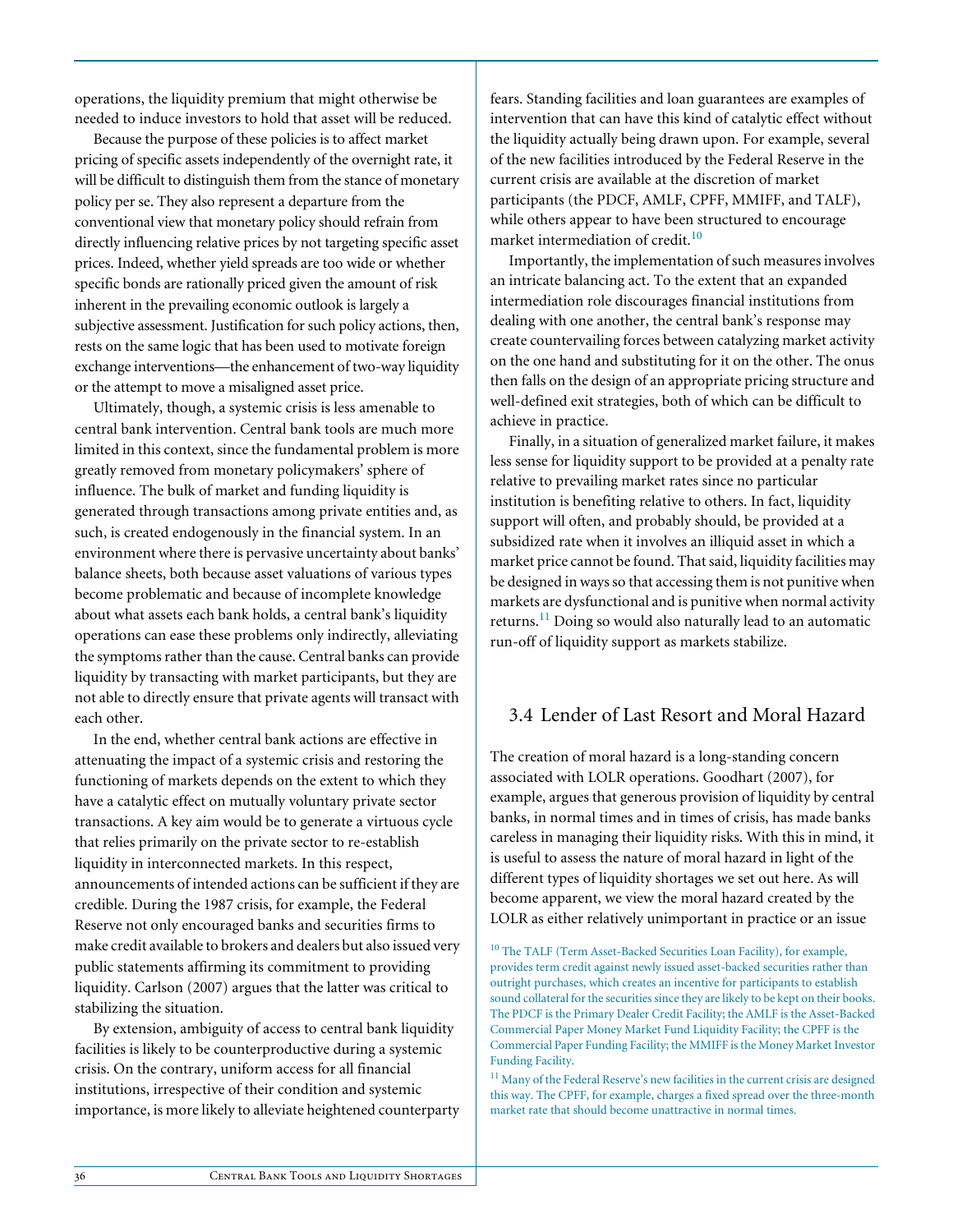operations, the liquidity premium that might otherwise be needed to induce investors to hold that asset will be reduced.

Because the purpose of these policies is to affect market pricing of specific assets independently of the overnight rate, it will be difficult to distinguish them from the stance of monetary policy per se. They also represent a departure from the conventional view that monetary policy should refrain from directly influencing relative prices by not targeting specific asset prices. Indeed, whether yield spreads are too wide or whether specific bonds are rationally priced given the amount of risk inherent in the prevailing economic outlook is largely a subjective assessment. Justification for such policy actions, then, rests on the same logic that has been used to motivate foreign exchange interventions—the enhancement of two-way liquidity or the attempt to move a misaligned asset price.

Ultimately, though, a systemic crisis is less amenable to central bank intervention. Central bank tools are much more limited in this context, since the fundamental problem is more greatly removed from monetary policymakers' sphere of influence. The bulk of market and funding liquidity is generated through transactions among private entities and, as such, is created endogenously in the financial system. In an environment where there is pervasive uncertainty about banks' balance sheets, both because asset valuations of various types become problematic and because of incomplete knowledge about what assets each bank holds, a central bank's liquidity operations can ease these problems only indirectly, alleviating the symptoms rather than the cause. Central banks can provide liquidity by transacting with market participants, but they are not able to directly ensure that private agents will transact with each other.

In the end, whether central bank actions are effective in attenuating the impact of a systemic crisis and restoring the functioning of markets depends on the extent to which they have a catalytic effect on mutually voluntary private sector transactions. A key aim would be to generate a virtuous cycle that relies primarily on the private sector to re-establish liquidity in interconnected markets. In this respect, announcements of intended actions can be sufficient if they are credible. During the 1987 crisis, for example, the Federal Reserve not only encouraged banks and securities firms to make credit available to brokers and dealers but also issued very public statements affirming its commitment to providing liquidity. Carlson (2007) argues that the latter was critical to stabilizing the situation.

By extension, ambiguity of access to central bank liquidity facilities is likely to be counterproductive during a systemic crisis. On the contrary, uniform access for all financial institutions, irrespective of their condition and systemic importance, is more likely to alleviate heightened counterparty fears. Standing facilities and loan guarantees are examples of intervention that can have this kind of catalytic effect without the liquidity actually being drawn upon. For example, several of the new facilities introduced by the Federal Reserve in the current crisis are available at the discretion of market participants (the PDCF, AMLF, CPFF, MMIFF, and TALF), while others appear to have been structured to encourage market intermediation of credit.[10]

Importantly, the implementation of such measures involves an intricate balancing act. To the extent that an expanded intermediation role discourages financial institutions from dealing with one another, the central bank's response may create countervailing forces between catalyzing market activity on the one hand and substituting for it on the other. The onus then falls on the design of an appropriate pricing structure and well-defined exit strategies, both of which can be difficult to achieve in practice.

Finally, in a situation of generalized market failure, it makes less sense for liquidity support to be provided at a penalty rate relative to prevailing market rates since no particular institution is benefiting relative to others. In fact, liquidity support will often, and probably should, be provided at a subsidized rate when it involves an illiquid asset in which a market price cannot be found. That said, liquidity facilities may be designed in ways so that accessing them is not punitive when markets are dysfunctional and is punitive when normal activity returns.[11] Doing so would also naturally lead to an automatic run-off of liquidity support as markets stabilize.

## 3.4 Lender of Last Resort and Moral Hazard

The creation of moral hazard is a long-standing concern associated with LOLR operations. Goodhart (2007), for example, argues that generous provision of liquidity by central banks, in normal times and in times of crisis, has made banks careless in managing their liquidity risks. With this in mind, it is useful to assess the nature of moral hazard in light of the different types of liquidity shortages we set out here. As will become apparent, we view the moral hazard created by the LOLR as either relatively unimportant in practice or an issue

[10] The TALF (Term Asset-Backed Securities Loan Facility), for example, provides term credit against newly issued asset-backed securities rather than outright purchases, which creates an incentive for participants to establish sound collateral for the securities since they are likely to be kept on their books. The PDCF is the Primary Dealer Credit Facility; the AMLF is the Asset-Backed Commercial Paper Money Market Fund Liquidity Facility; the CPFF is the Commercial Paper Funding Facility; the MMIFF is the Money Market Investor Funding Facility.

[11] Many of the Federal Reserve's new facilities in the current crisis are designed this way. The CPFF, for example, charges a fixed spread over the three-month market rate that should become unattractive in normal times.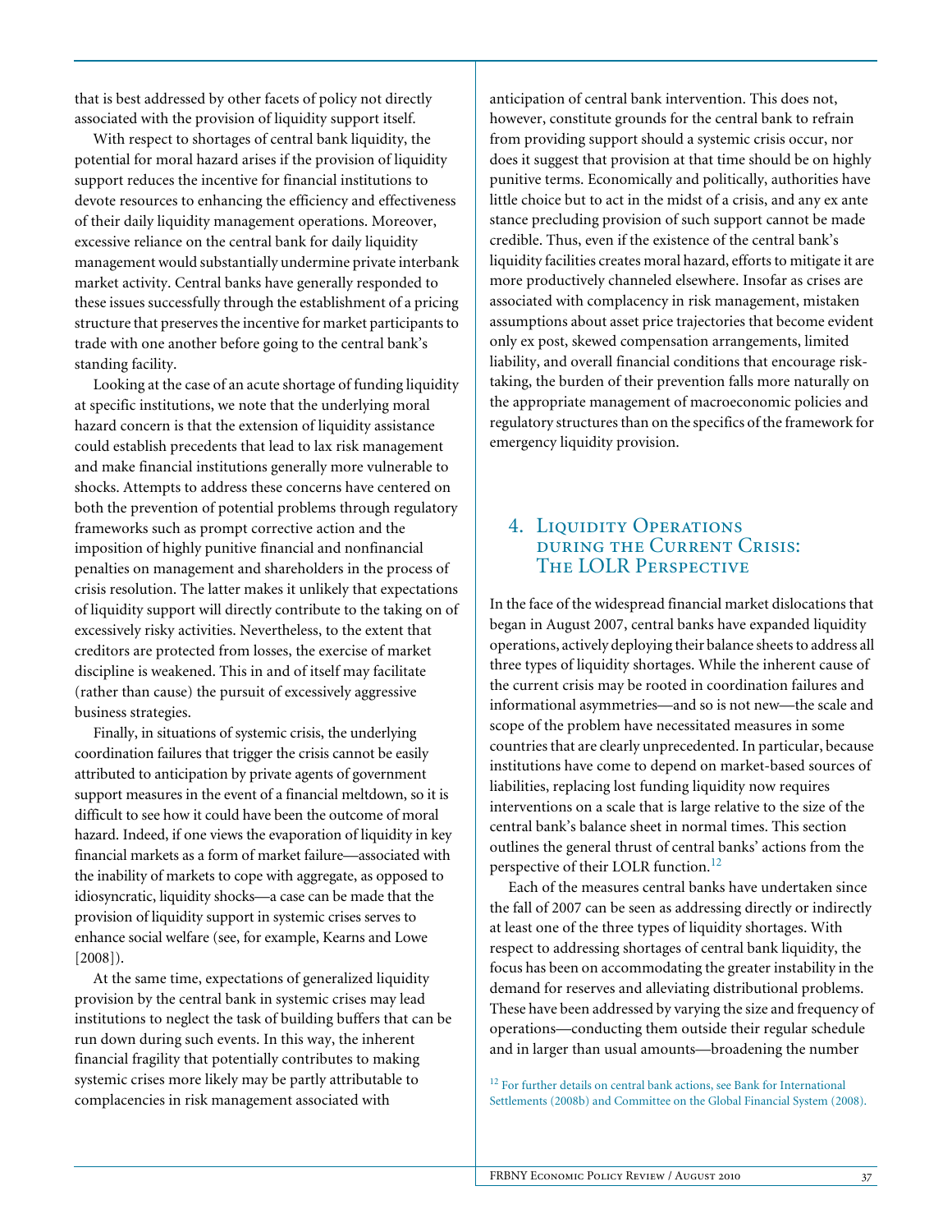that is best addressed by other facets of policy not directly associated with the provision of liquidity support itself.

With respect to shortages of central bank liquidity, the potential for moral hazard arises if the provision of liquidity support reduces the incentive for financial institutions to devote resources to enhancing the efficiency and effectiveness of their daily liquidity management operations. Moreover, excessive reliance on the central bank for daily liquidity management would substantially undermine private interbank market activity. Central banks have generally responded to these issues successfully through the establishment of a pricing structure that preserves the incentive for market participants to trade with one another before going to the central bank's standing facility.

Looking at the case of an acute shortage of funding liquidity at specific institutions, we note that the underlying moral hazard concern is that the extension of liquidity assistance could establish precedents that lead to lax risk management and make financial institutions generally more vulnerable to shocks. Attempts to address these concerns have centered on both the prevention of potential problems through regulatory frameworks such as prompt corrective action and the imposition of highly punitive financial and nonfinancial penalties on management and shareholders in the process of crisis resolution. The latter makes it unlikely that expectations of liquidity support will directly contribute to the taking on of excessively risky activities. Nevertheless, to the extent that creditors are protected from losses, the exercise of market discipline is weakened. This in and of itself may facilitate (rather than cause) the pursuit of excessively aggressive business strategies.

Finally, in situations of systemic crisis, the underlying coordination failures that trigger the crisis cannot be easily attributed to anticipation by private agents of government support measures in the event of a financial meltdown, so it is difficult to see how it could have been the outcome of moral hazard. Indeed, if one views the evaporation of liquidity in key financial markets as a form of market failure—associated with the inability of markets to cope with aggregate, as opposed to idiosyncratic, liquidity shocks—a case can be made that the provision of liquidity support in systemic crises serves to enhance social welfare (see, for example, Kearns and Lowe [2008]).

At the same time, expectations of generalized liquidity provision by the central bank in systemic crises may lead institutions to neglect the task of building buffers that can be run down during such events. In this way, the inherent financial fragility that potentially contributes to making systemic crises more likely may be partly attributable to complacencies in risk management associated with anticipation of central bank intervention. This does not, however, constitute grounds for the central bank to refrain from providing support should a systemic crisis occur, nor does it suggest that provision at that time should be on highly punitive terms. Economically and politically, authorities have little choice but to act in the midst of a crisis, and any ex ante stance precluding provision of such support cannot be made credible. Thus, even if the existence of the central bank's liquidity facilities creates moral hazard, efforts to mitigate it are more productively channeled elsewhere. Insofar as crises are associated with complacency in risk management, mistaken assumptions about asset price trajectories that become evident only ex post, skewed compensation arrangements, limited liability, and overall financial conditions that encourage risk-taking, the burden of their prevention falls more naturally on the appropriate management of macroeconomic policies and regulatory structures than on the specifics of the framework for emergency liquidity provision.

## 4. Liquidity Operations during the Current Crisis: The LOLR Perspective

In the face of the widespread financial market dislocations that began in August 2007, central banks have expanded liquidity operations, actively deploying their balance sheets to address all three types of liquidity shortages. While the inherent cause of the current crisis may be rooted in coordination failures and informational asymmetries—and so is not new—the scale and scope of the problem have necessitated measures in some countries that are clearly unprecedented. In particular, because institutions have come to depend on market-based sources of liabilities, replacing lost funding liquidity now requires interventions on a scale that is large relative to the size of the central bank's balance sheet in normal times. This section outlines the general thrust of central banks' actions from the perspective of their LOLR function.[12]

Each of the measures central banks have undertaken since the fall of 2007 can be seen as addressing directly or indirectly at least one of the three types of liquidity shortages. With respect to addressing shortages of central bank liquidity, the focus has been on accommodating the greater instability in the demand for reserves and alleviating distributional problems. These have been addressed by varying the size and frequency of operations—conducting them outside their regular schedule and in larger than usual amounts—broadening the number

[12] For further details on central bank actions, see Bank for International Settlements (2008b) and Committee on the Global Financial System (2008).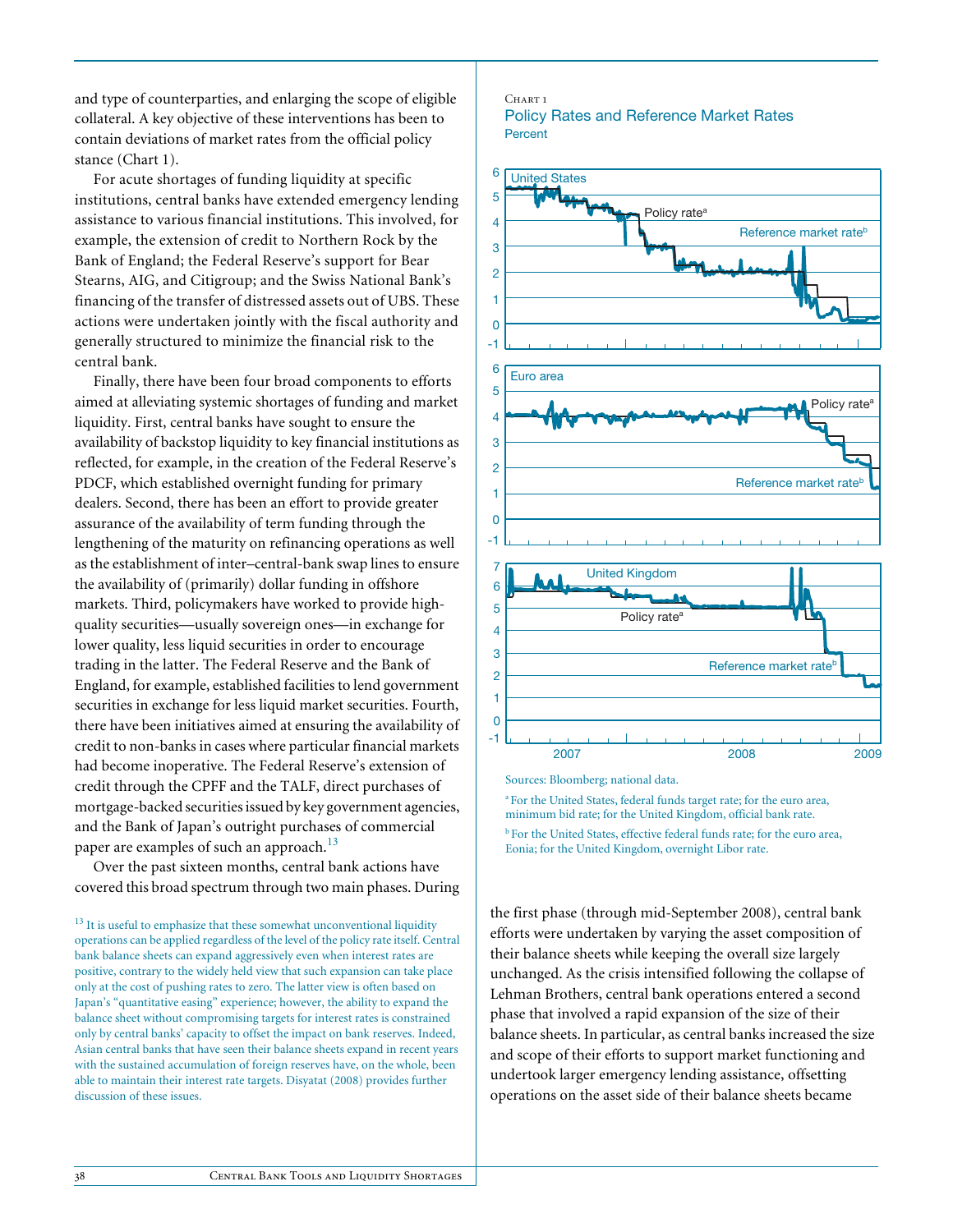and type of counterparties, and enlarging the scope of eligible collateral. A key objective of these interventions has been to contain deviations of market rates from the official policy stance (Chart 1).

For acute shortages of funding liquidity at specific institutions, central banks have extended emergency lending assistance to various financial institutions. This involved, for example, the extension of credit to Northern Rock by the Bank of England; the Federal Reserve's support for Bear Stearns, AIG, and Citigroup; and the Swiss National Bank's financing of the transfer of distressed assets out of UBS. These actions were undertaken jointly with the fiscal authority and generally structured to minimize the financial risk to the central bank.

Finally, there have been four broad components to efforts aimed at alleviating systemic shortages of funding and market liquidity. First, central banks have sought to ensure the availability of backstop liquidity to key financial institutions as reflected, for example, in the creation of the Federal Reserve's PDCF, which established overnight funding for primary dealers. Second, there has been an effort to provide greater assurance of the availability of term funding through the lengthening of the maturity on refinancing operations as well as the establishment of inter–central-bank swap lines to ensure the availability of (primarily) dollar funding in offshore markets. Third, policymakers have worked to provide high-quality securities—usually sovereign ones—in exchange for lower quality, less liquid securities in order to encourage trading in the latter. The Federal Reserve and the Bank of England, for example, established facilities to lend government securities in exchange for less liquid market securities. Fourth, there have been initiatives aimed at ensuring the availability of credit to non-banks in cases where particular financial markets had become inoperative. The Federal Reserve's extension of credit through the CPFF and the TALF, direct purchases of mortgage-backed securities issued by key government agencies, and the Bank of Japan's outright purchases of commercial paper are examples of such an approach.[13]

Over the past sixteen months, central bank actions have covered this broad spectrum through two main phases. During the first phase (through mid-September 2008), central bank efforts were undertaken by varying the asset composition of their balance sheets while keeping the overall size largely unchanged. As the crisis intensified following the collapse of Lehman Brothers, central bank operations entered a second phase that involved a rapid expansion of the size of their balance sheets. In particular, as central banks increased the size and scope of their efforts to support market functioning and undertook larger emergency lending assistance, offsetting operations on the asset side of their balance sheets became

[13] It is useful to emphasize that these somewhat unconventional liquidity operations can be applied regardless of the level of the policy rate itself. Central bank balance sheets can expand aggressively even when interest rates are positive, contrary to the widely held view that such expansion can take place only at the cost of pushing rates to zero. The latter view is often based on Japan's "quantitative easing" experience; however, the ability to expand the balance sheet without compromising targets for interest rates is constrained only by central banks' capacity to offset the impact on bank reserves. Indeed, Asian central banks that have seen their balance sheets expand in recent years with the sustained accumulation of foreign reserves have, on the whole, been able to maintain their interest rate targets. Disyatat (2008) provides further discussion of these issues.

Chart 1
**Policy Rates and Reference Market Rates**
Percent

Panels: United States; Euro area; United Kingdom — each showing Policy rate[a] and Reference market rate[b], 2007–2009.

Sources: Bloomberg; national data.

[a] For the United States, federal funds target rate; for the euro area, minimum bid rate; for the United Kingdom, official bank rate.

[b] For the United States, effective federal funds rate; for the euro area, Eonia; for the United Kingdom, overnight Libor rate.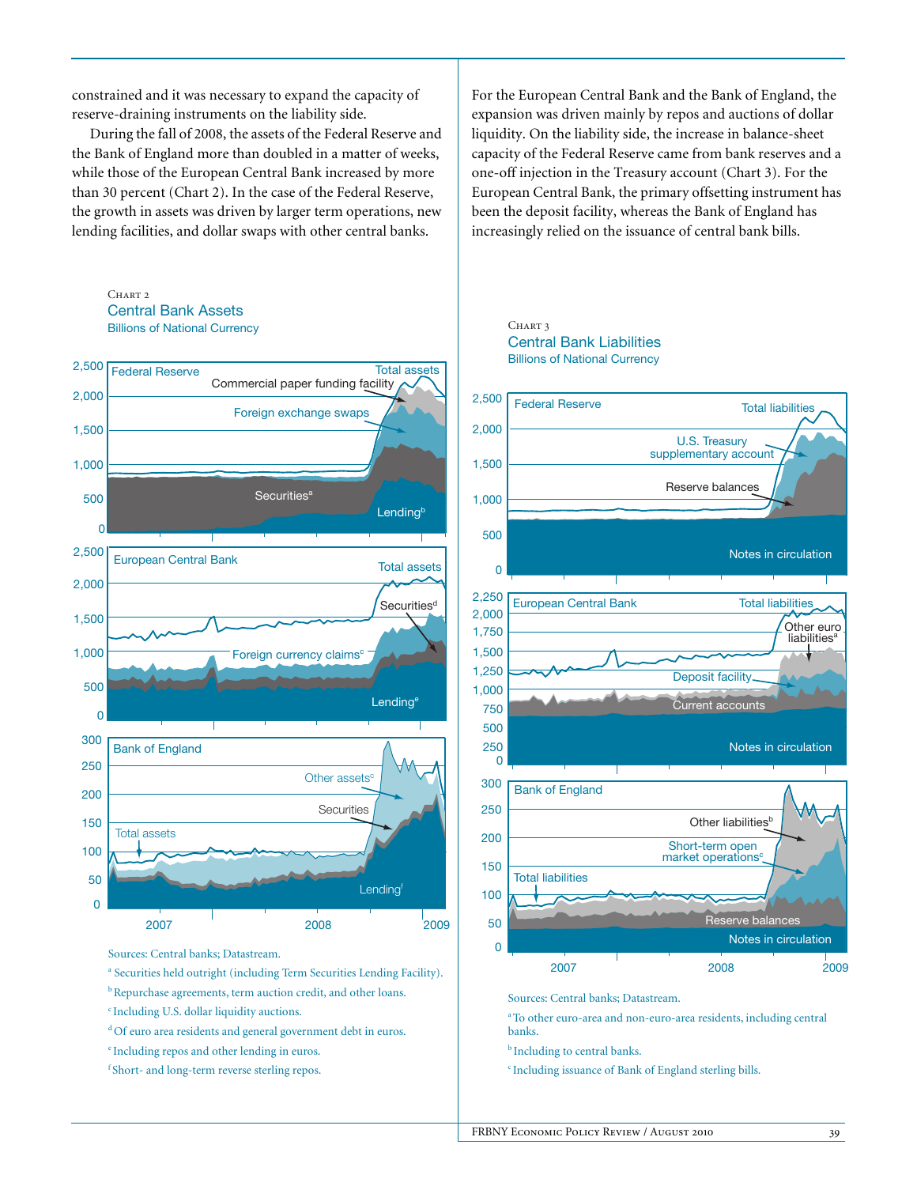constrained and it was necessary to expand the capacity of reserve-draining instruments on the liability side.

During the fall of 2008, the assets of the Federal Reserve and the Bank of England more than doubled in a matter of weeks, while those of the European Central Bank increased by more than 30 percent (Chart 2). In the case of the Federal Reserve, the growth in assets was driven by larger term operations, new lending facilities, and dollar swaps with other central banks. For the European Central Bank and the Bank of England, the expansion was driven mainly by repos and auctions of dollar liquidity. On the liability side, the increase in balance-sheet capacity of the Federal Reserve came from bank reserves and a one-off injection in the Treasury account (Chart 3). For the European Central Bank, the primary offsetting instrument has been the deposit facility, whereas the Bank of England has increasingly relied on the issuance of central bank bills.

Chart 2
**Central Bank Assets**
Billions of National Currency

Sources: Central banks; Datastream.

[a] Securities held outright (including Term Securities Lending Facility).

[b] Repurchase agreements, term auction credit, and other loans.

[c] Including U.S. dollar liquidity auctions.

[d] Of euro area residents and general government debt in euros.

[e] Including repos and other lending in euros.

[f] Short- and long-term reverse sterling repos.

Chart 3
**Central Bank Liabilities**
Billions of National Currency

Sources: Central banks; Datastream.

[a] To other euro-area and non-euro-area residents, including central banks.

[b] Including to central banks.

[c] Including issuance of Bank of England sterling bills.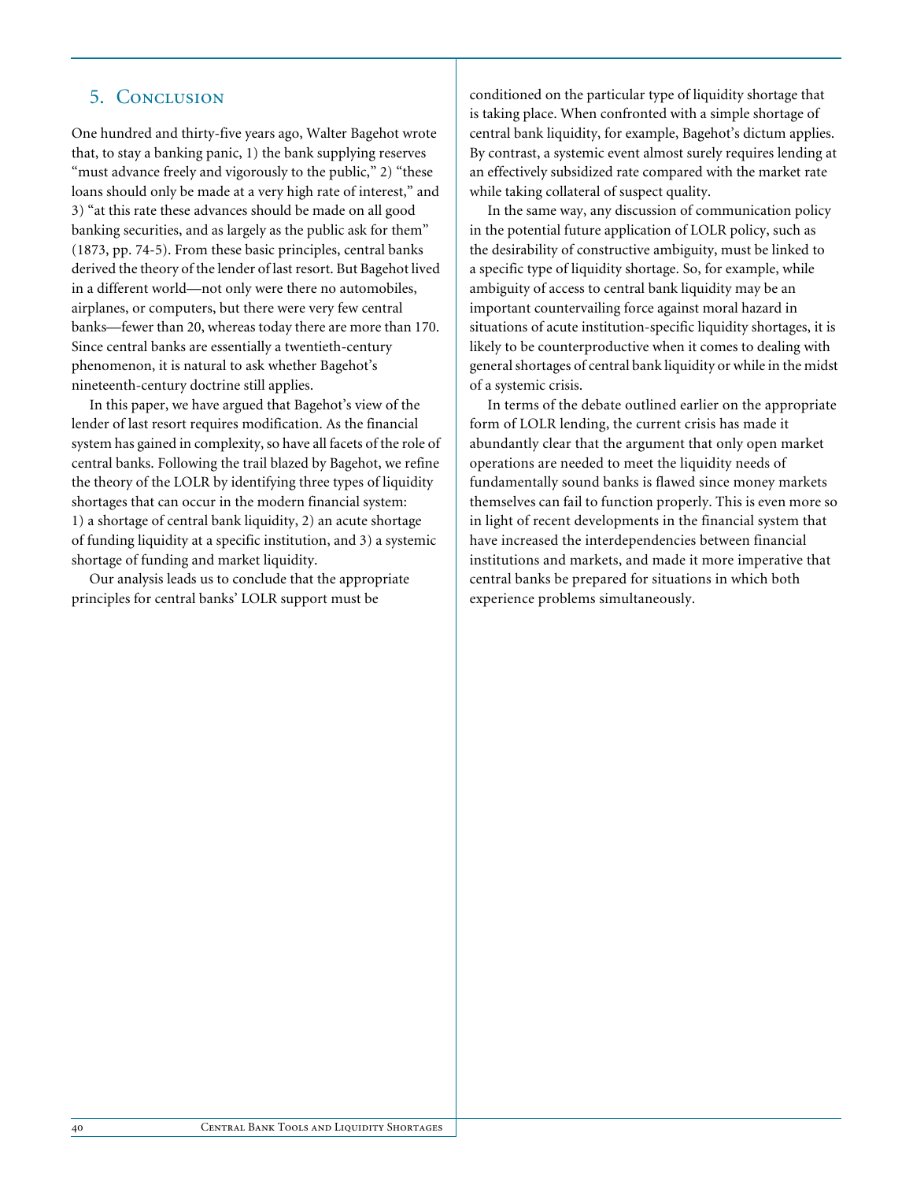## 5. Conclusion

One hundred and thirty-five years ago, Walter Bagehot wrote that, to stay a banking panic, 1) the bank supplying reserves "must advance freely and vigorously to the public," 2) "these loans should only be made at a very high rate of interest," and 3) "at this rate these advances should be made on all good banking securities, and as largely as the public ask for them" (1873, pp. 74-5). From these basic principles, central banks derived the theory of the lender of last resort. But Bagehot lived in a different world—not only were there no automobiles, airplanes, or computers, but there were very few central banks—fewer than 20, whereas today there are more than 170. Since central banks are essentially a twentieth-century phenomenon, it is natural to ask whether Bagehot's nineteenth-century doctrine still applies.

In this paper, we have argued that Bagehot's view of the lender of last resort requires modification. As the financial system has gained in complexity, so have all facets of the role of central banks. Following the trail blazed by Bagehot, we refine the theory of the LOLR by identifying three types of liquidity shortages that can occur in the modern financial system: 1) a shortage of central bank liquidity, 2) an acute shortage of funding liquidity at a specific institution, and 3) a systemic shortage of funding and market liquidity.

Our analysis leads us to conclude that the appropriate principles for central banks' LOLR support must be conditioned on the particular type of liquidity shortage that is taking place. When confronted with a simple shortage of central bank liquidity, for example, Bagehot's dictum applies. By contrast, a systemic event almost surely requires lending at an effectively subsidized rate compared with the market rate while taking collateral of suspect quality.

In the same way, any discussion of communication policy in the potential future application of LOLR policy, such as the desirability of constructive ambiguity, must be linked to a specific type of liquidity shortage. So, for example, while ambiguity of access to central bank liquidity may be an important countervailing force against moral hazard in situations of acute institution-specific liquidity shortages, it is likely to be counterproductive when it comes to dealing with general shortages of central bank liquidity or while in the midst of a systemic crisis.

In terms of the debate outlined earlier on the appropriate form of LOLR lending, the current crisis has made it abundantly clear that the argument that only open market operations are needed to meet the liquidity needs of fundamentally sound banks is flawed since money markets themselves can fail to function properly. This is even more so in light of recent developments in the financial system that have increased the interdependencies between financial institutions and markets, and made it more imperative that central banks be prepared for situations in which both experience problems simultaneously.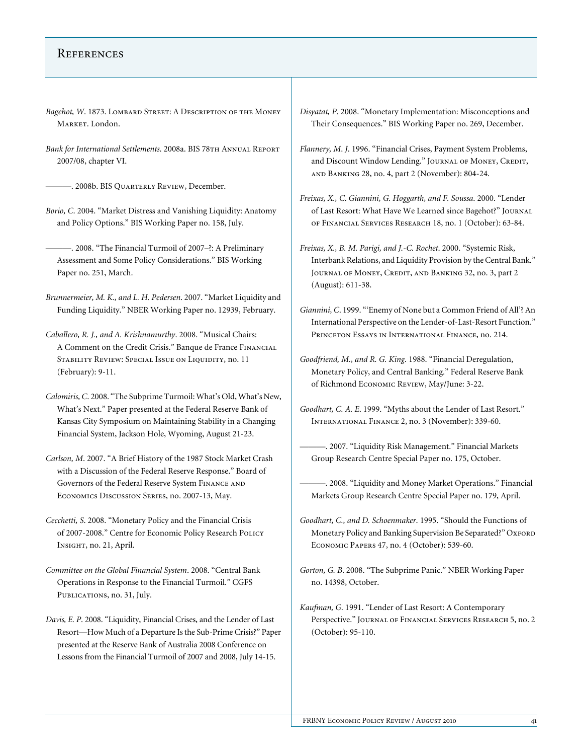## References

*Bagehot, W.* 1873. Lombard Street: A Description of the Money Market. London.

*Bank for International Settlements.* 2008a. BIS 78th Annual Report 2007/08, chapter VI.

———. 2008b. BIS Quarterly Review, December.

*Borio, C.* 2004. "Market Distress and Vanishing Liquidity: Anatomy and Policy Options." BIS Working Paper no. 158, July.

———. 2008. "The Financial Turmoil of 2007–?: A Preliminary Assessment and Some Policy Considerations." BIS Working Paper no. 251, March.

*Brunnermeier, M. K., and L. H. Pedersen.* 2007. "Market Liquidity and Funding Liquidity." NBER Working Paper no. 12939, February.

*Caballero, R. J., and A. Krishnamurthy.* 2008. "Musical Chairs: A Comment on the Credit Crisis." Banque de France Financial Stability Review: Special Issue on Liquidity, no. 11 (February): 9-11.

*Calomiris, C.* 2008. "The Subprime Turmoil: What's Old, What's New, What's Next." Paper presented at the Federal Reserve Bank of Kansas City Symposium on Maintaining Stability in a Changing Financial System, Jackson Hole, Wyoming, August 21-23.

*Carlson, M.* 2007. "A Brief History of the 1987 Stock Market Crash with a Discussion of the Federal Reserve Response." Board of Governors of the Federal Reserve System Finance and Economics Discussion Series, no. 2007-13, May.

*Cecchetti, S.* 2008. "Monetary Policy and the Financial Crisis of 2007-2008." Centre for Economic Policy Research Policy Insight, no. 21, April.

*Committee on the Global Financial System.* 2008. "Central Bank Operations in Response to the Financial Turmoil." CGFS Publications, no. 31, July.

*Davis, E. P.* 2008. "Liquidity, Financial Crises, and the Lender of Last Resort—How Much of a Departure Is the Sub-Prime Crisis?" Paper presented at the Reserve Bank of Australia 2008 Conference on Lessons from the Financial Turmoil of 2007 and 2008, July 14-15.

*Disyatat, P.* 2008. "Monetary Implementation: Misconceptions and Their Consequences." BIS Working Paper no. 269, December.

*Flannery, M. J.* 1996. "Financial Crises, Payment System Problems, and Discount Window Lending." Journal of Money, Credit, and Banking 28, no. 4, part 2 (November): 804-24.

*Freixas, X., C. Giannini, G. Hoggarth, and F. Soussa.* 2000. "Lender of Last Resort: What Have We Learned since Bagehot?" Journal of Financial Services Research 18, no. 1 (October): 63-84.

*Freixas, X., B. M. Parigi, and J.-C. Rochet.* 2000. "Systemic Risk, Interbank Relations, and Liquidity Provision by the Central Bank." Journal of Money, Credit, and Banking 32, no. 3, part 2 (August): 611-38.

*Giannini, C.* 1999. "'Enemy of None but a Common Friend of All'? An International Perspective on the Lender-of-Last-Resort Function." Princeton Essays in International Finance, no. 214.

*Goodfriend, M., and R. G. King.* 1988. "Financial Deregulation, Monetary Policy, and Central Banking." Federal Reserve Bank of Richmond Economic Review, May/June: 3-22.

*Goodhart, C. A. E.* 1999. "Myths about the Lender of Last Resort." International Finance 2, no. 3 (November): 339-60.

———. 2007. "Liquidity Risk Management." Financial Markets Group Research Centre Special Paper no. 175, October.

———. 2008. "Liquidity and Money Market Operations." Financial Markets Group Research Centre Special Paper no. 179, April.

*Goodhart, C., and D. Schoenmaker.* 1995. "Should the Functions of Monetary Policy and Banking Supervision Be Separated?" Oxford Economic Papers 47, no. 4 (October): 539-60.

*Gorton, G. B.* 2008. "The Subprime Panic." NBER Working Paper no. 14398, October.

*Kaufman, G.* 1991. "Lender of Last Resort: A Contemporary Perspective." Journal of Financial Services Research 5, no. 2 (October): 95-110.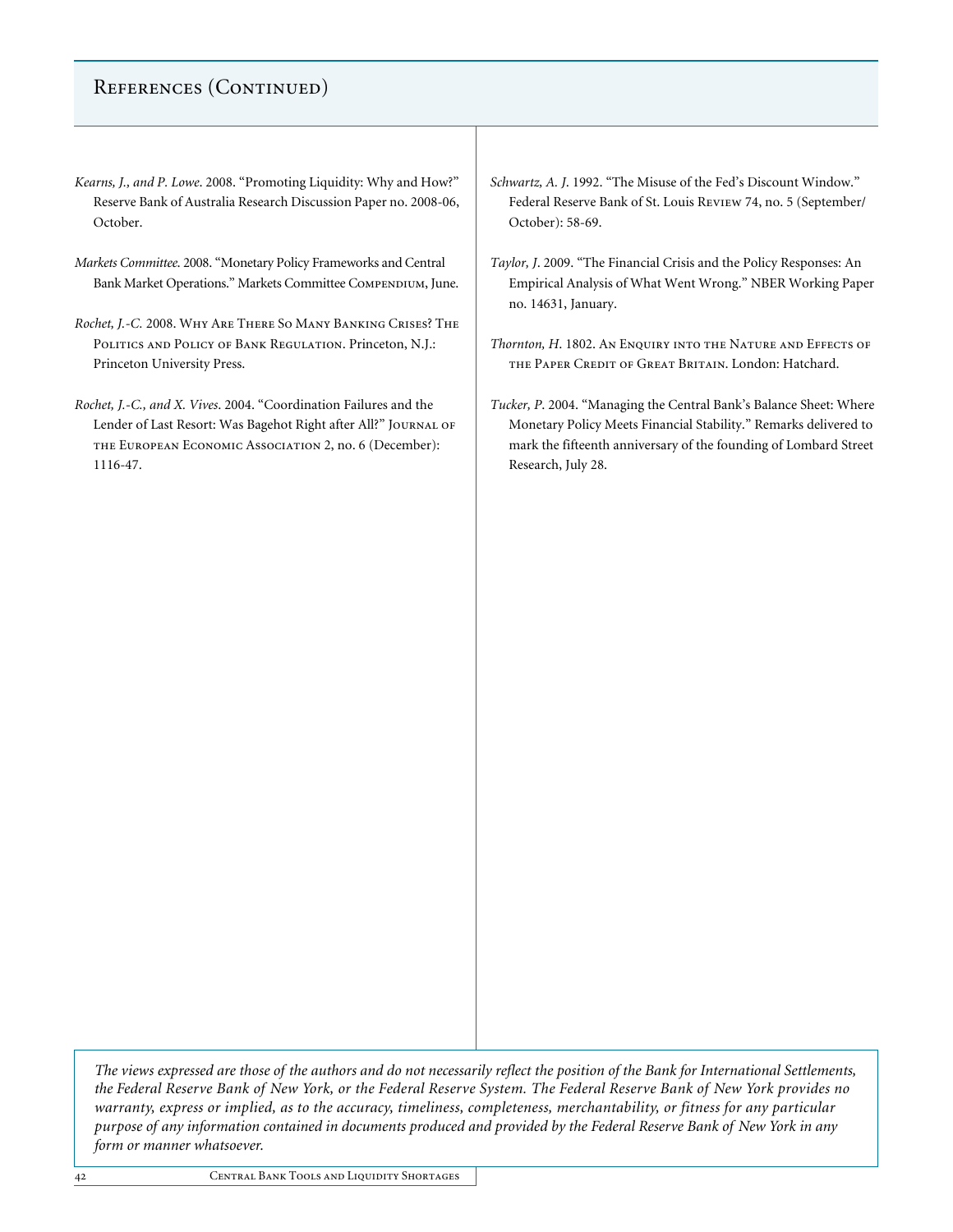## References (Continued)

*Kearns, J., and P. Lowe.* 2008. "Promoting Liquidity: Why and How?" Reserve Bank of Australia Research Discussion Paper no. 2008-06, October.

*Markets Committee.* 2008. "Monetary Policy Frameworks and Central Bank Market Operations." Markets Committee Compendium, June.

*Rochet, J.-C.* 2008. Why Are There So Many Banking Crises? The Politics and Policy of Bank Regulation. Princeton, N.J.: Princeton University Press.

*Rochet, J.-C., and X. Vives.* 2004. "Coordination Failures and the Lender of Last Resort: Was Bagehot Right after All?" Journal of the European Economic Association 2, no. 6 (December): 1116-47.

*Schwartz, A. J.* 1992. "The Misuse of the Fed's Discount Window." Federal Reserve Bank of St. Louis Review 74, no. 5 (September/October): 58-69.

*Taylor, J.* 2009. "The Financial Crisis and the Policy Responses: An Empirical Analysis of What Went Wrong." NBER Working Paper no. 14631, January.

*Thornton, H.* 1802. An Enquiry into the Nature and Effects of the Paper Credit of Great Britain. London: Hatchard.

*Tucker, P.* 2004. "Managing the Central Bank's Balance Sheet: Where Monetary Policy Meets Financial Stability." Remarks delivered to mark the fifteenth anniversary of the founding of Lombard Street Research, July 28.

*The views expressed are those of the authors and do not necessarily reflect the position of the Bank for International Settlements, the Federal Reserve Bank of New York, or the Federal Reserve System. The Federal Reserve Bank of New York provides no warranty, express or implied, as to the accuracy, timeliness, completeness, merchantability, or fitness for any particular purpose of any information contained in documents produced and provided by the Federal Reserve Bank of New York in any form or manner whatsoever.*